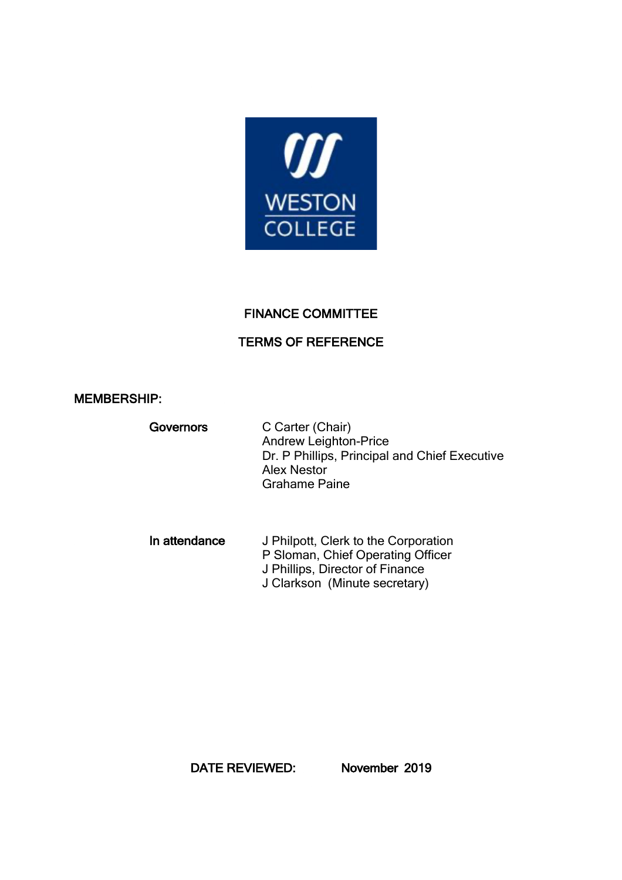WESTON COLLEGE

# FINANCE COMMITTEE

## TERMS OF REFERENCE

**MEMBERSHIP:**

| | |
|---|---|
| **Governors** | C Carter (Chair)<br>Andrew Leighton-Price<br>Dr. P Phillips, Principal and Chief Executive<br>Alex Nestor<br>Grahame Paine |
| **In attendance** | J Philpott, Clerk to the Corporation<br>P Sloman, Chief Operating Officer<br>J Phillips, Director of Finance<br>J Clarkson (Minute secretary) |

**DATE REVIEWED:** November 2019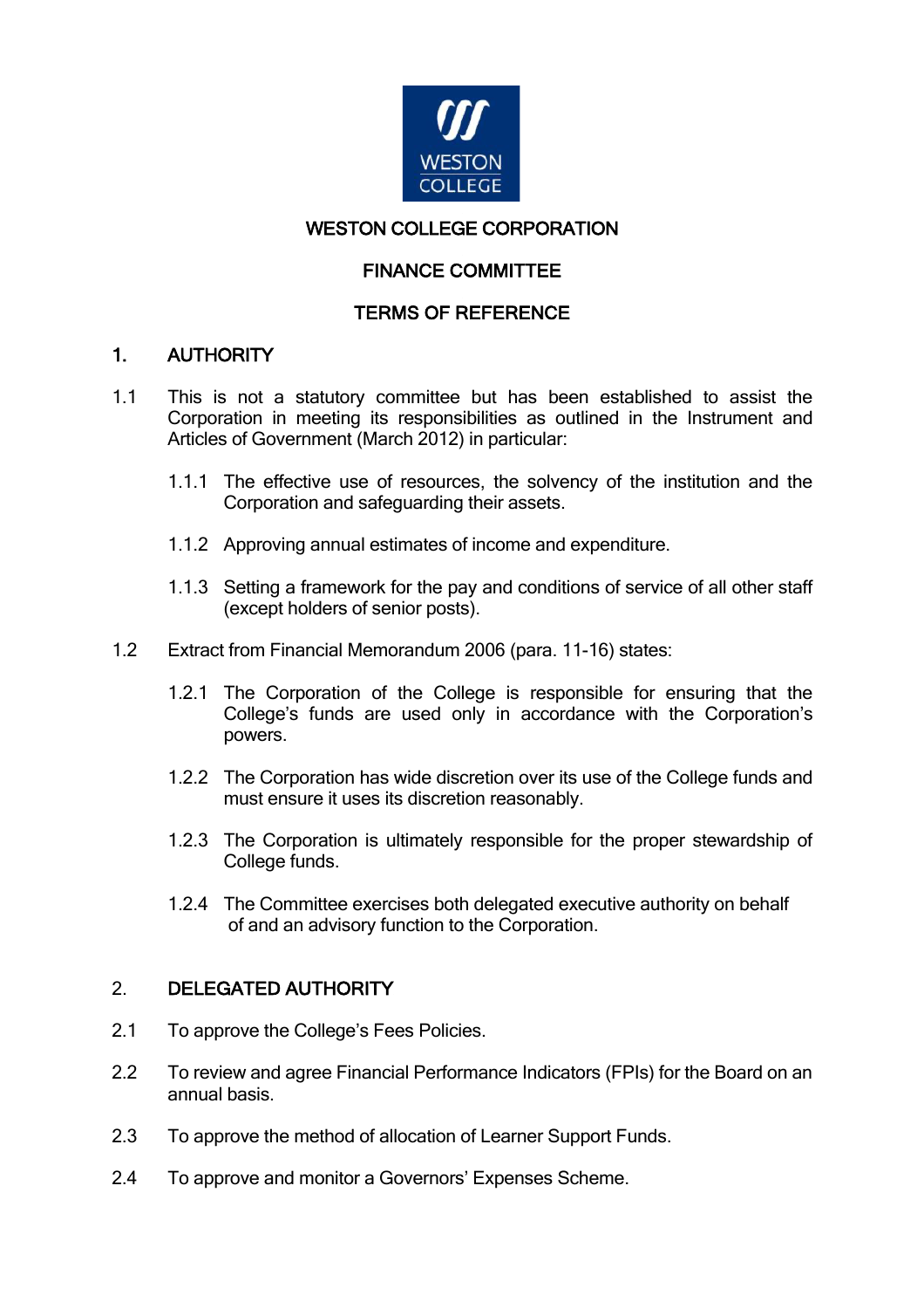WESTON COLLEGE CORPORATION

FINANCE COMMITTEE

TERMS OF REFERENCE

## 1. AUTHORITY

1.1 This is not a statutory committee but has been established to assist the Corporation in meeting its responsibilities as outlined in the Instrument and Articles of Government (March 2012) in particular:

1.1.1 The effective use of resources, the solvency of the institution and the Corporation and safeguarding their assets.

1.1.2 Approving annual estimates of income and expenditure.

1.1.3 Setting a framework for the pay and conditions of service of all other staff (except holders of senior posts).

1.2 Extract from Financial Memorandum 2006 (para. 11-16) states:

1.2.1 The Corporation of the College is responsible for ensuring that the College's funds are used only in accordance with the Corporation's powers.

1.2.2 The Corporation has wide discretion over its use of the College funds and must ensure it uses its discretion reasonably.

1.2.3 The Corporation is ultimately responsible for the proper stewardship of College funds.

1.2.4 The Committee exercises both delegated executive authority on behalf of and an advisory function to the Corporation.

## 2. DELEGATED AUTHORITY

2.1 To approve the College's Fees Policies.

2.2 To review and agree Financial Performance Indicators (FPIs) for the Board on an annual basis.

2.3 To approve the method of allocation of Learner Support Funds.

2.4 To approve and monitor a Governors' Expenses Scheme.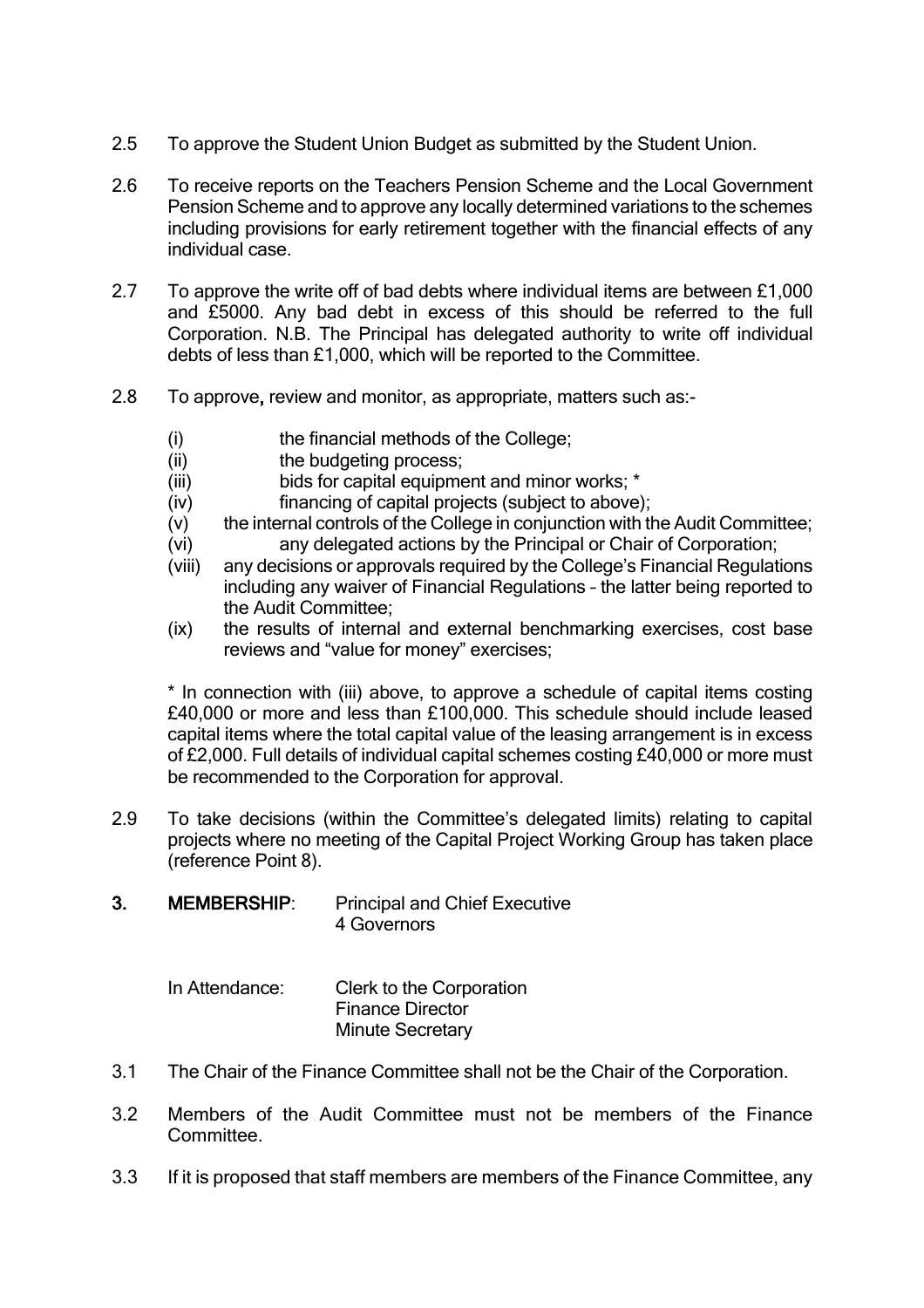2.5 To approve the Student Union Budget as submitted by the Student Union.

2.6 To receive reports on the Teachers Pension Scheme and the Local Government Pension Scheme and to approve any locally determined variations to the schemes including provisions for early retirement together with the financial effects of any individual case.

2.7 To approve the write off of bad debts where individual items are between £1,000 and £5000. Any bad debt in excess of this should be referred to the full Corporation. N.B. The Principal has delegated authority to write off individual debts of less than £1,000, which will be reported to the Committee.

2.8 To approve, review and monitor, as appropriate, matters such as:-

- (i) the financial methods of the College;
- (ii) the budgeting process;
- (iii) bids for capital equipment and minor works; *
- (iv) financing of capital projects (subject to above);
- (v) the internal controls of the College in conjunction with the Audit Committee;
- (vi) any delegated actions by the Principal or Chair of Corporation;
- (viii) any decisions or approvals required by the College's Financial Regulations including any waiver of Financial Regulations – the latter being reported to the Audit Committee;
- (ix) the results of internal and external benchmarking exercises, cost base reviews and "value for money" exercises;

* In connection with (iii) above, to approve a schedule of capital items costing £40,000 or more and less than £100,000. This schedule should include leased capital items where the total capital value of the leasing arrangement is in excess of £2,000. Full details of individual capital schemes costing £40,000 or more must be recommended to the Corporation for approval.

2.9 To take decisions (within the Committee's delegated limits) relating to capital projects where no meeting of the Capital Project Working Group has taken place (reference Point 8).

**3. MEMBERSHIP**: Principal and Chief Executive
4 Governors

In Attendance: Clerk to the Corporation
Finance Director
Minute Secretary

3.1 The Chair of the Finance Committee shall not be the Chair of the Corporation.

3.2 Members of the Audit Committee must not be members of the Finance Committee.

3.3 If it is proposed that staff members are members of the Finance Committee, any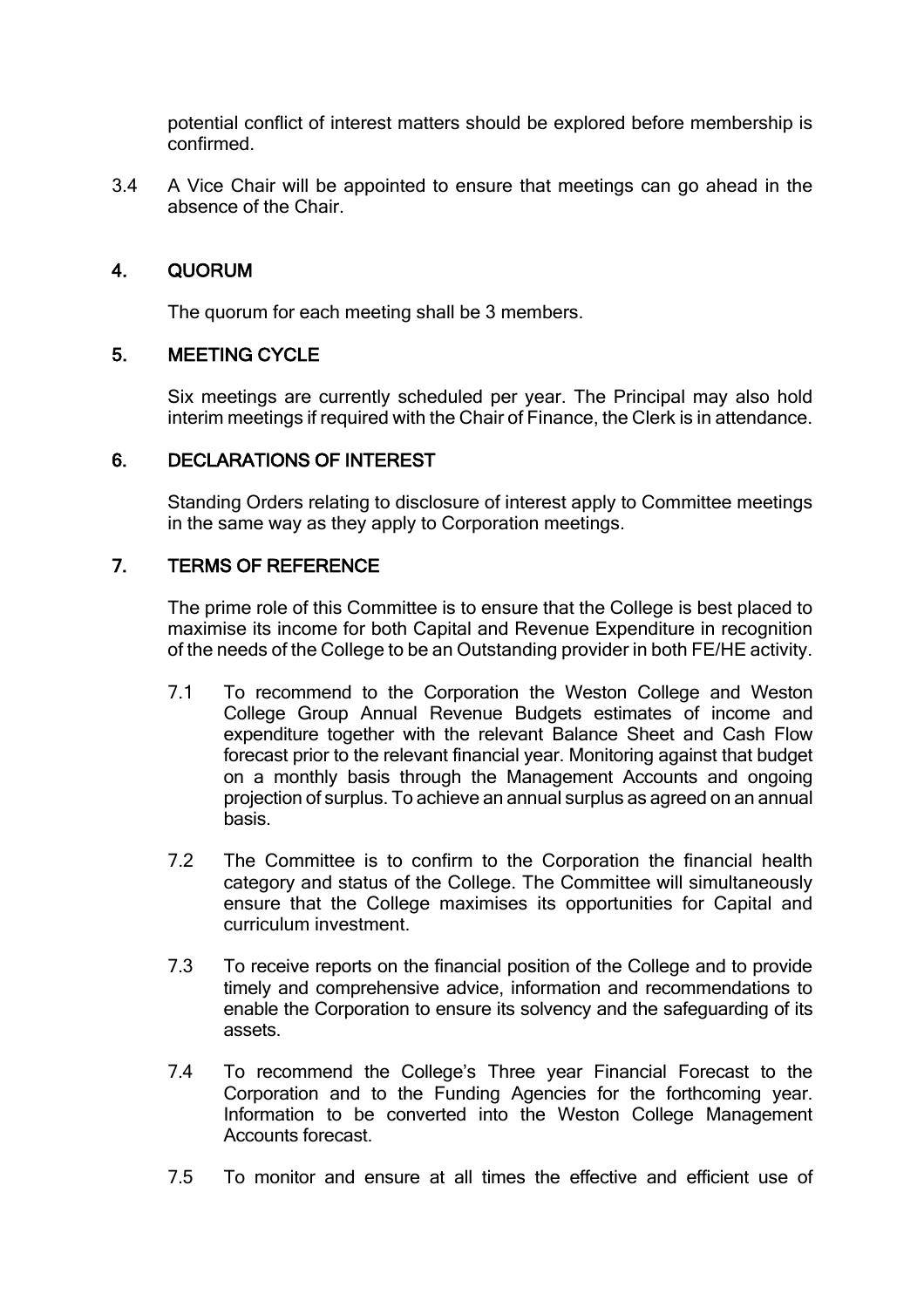potential conflict of interest matters should be explored before membership is confirmed.

3.4 A Vice Chair will be appointed to ensure that meetings can go ahead in the absence of the Chair.

## 4. QUORUM

The quorum for each meeting shall be 3 members.

## 5. MEETING CYCLE

Six meetings are currently scheduled per year. The Principal may also hold interim meetings if required with the Chair of Finance, the Clerk is in attendance.

## 6. DECLARATIONS OF INTEREST

Standing Orders relating to disclosure of interest apply to Committee meetings in the same way as they apply to Corporation meetings.

## 7. TERMS OF REFERENCE

The prime role of this Committee is to ensure that the College is best placed to maximise its income for both Capital and Revenue Expenditure in recognition of the needs of the College to be an Outstanding provider in both FE/HE activity.

7.1 To recommend to the Corporation the Weston College and Weston College Group Annual Revenue Budgets estimates of income and expenditure together with the relevant Balance Sheet and Cash Flow forecast prior to the relevant financial year. Monitoring against that budget on a monthly basis through the Management Accounts and ongoing projection of surplus. To achieve an annual surplus as agreed on an annual basis.

7.2 The Committee is to confirm to the Corporation the financial health category and status of the College. The Committee will simultaneously ensure that the College maximises its opportunities for Capital and curriculum investment.

7.3 To receive reports on the financial position of the College and to provide timely and comprehensive advice, information and recommendations to enable the Corporation to ensure its solvency and the safeguarding of its assets.

7.4 To recommend the College's Three year Financial Forecast to the Corporation and to the Funding Agencies for the forthcoming year. Information to be converted into the Weston College Management Accounts forecast.

7.5 To monitor and ensure at all times the effective and efficient use of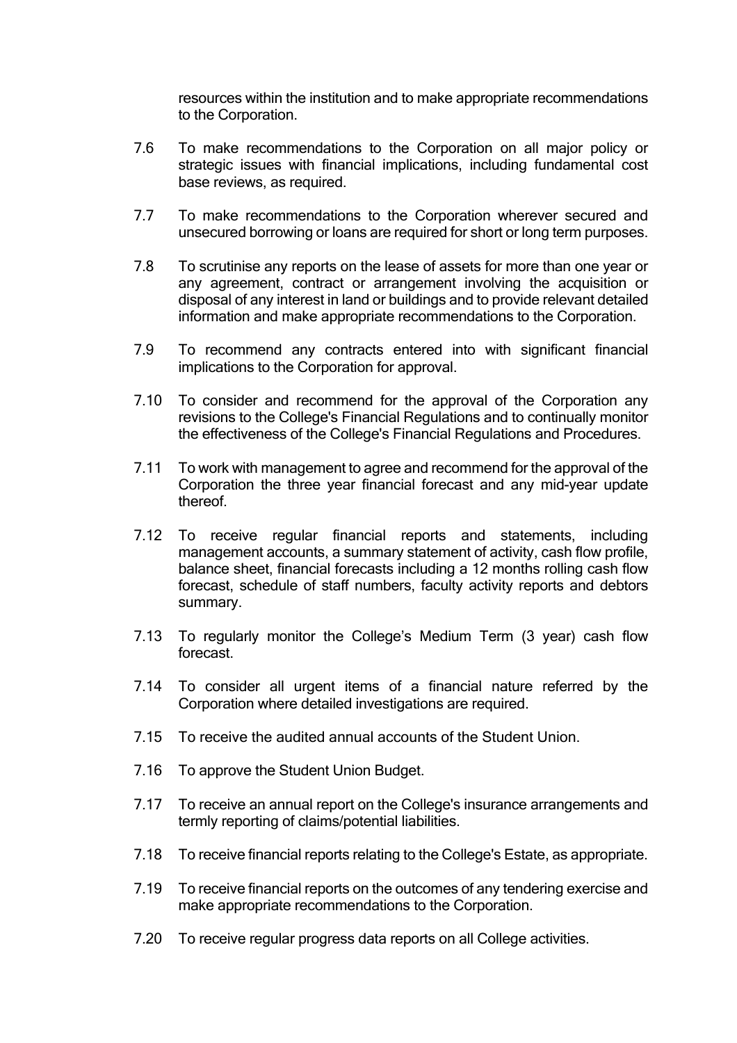resources within the institution and to make appropriate recommendations to the Corporation.

7.6 To make recommendations to the Corporation on all major policy or strategic issues with financial implications, including fundamental cost base reviews, as required.

7.7 To make recommendations to the Corporation wherever secured and unsecured borrowing or loans are required for short or long term purposes.

7.8 To scrutinise any reports on the lease of assets for more than one year or any agreement, contract or arrangement involving the acquisition or disposal of any interest in land or buildings and to provide relevant detailed information and make appropriate recommendations to the Corporation.

7.9 To recommend any contracts entered into with significant financial implications to the Corporation for approval.

7.10 To consider and recommend for the approval of the Corporation any revisions to the College's Financial Regulations and to continually monitor the effectiveness of the College's Financial Regulations and Procedures.

7.11 To work with management to agree and recommend for the approval of the Corporation the three year financial forecast and any mid-year update thereof.

7.12 To receive regular financial reports and statements, including management accounts, a summary statement of activity, cash flow profile, balance sheet, financial forecasts including a 12 months rolling cash flow forecast, schedule of staff numbers, faculty activity reports and debtors summary.

7.13 To regularly monitor the College's Medium Term (3 year) cash flow forecast.

7.14 To consider all urgent items of a financial nature referred by the Corporation where detailed investigations are required.

7.15 To receive the audited annual accounts of the Student Union.

7.16 To approve the Student Union Budget.

7.17 To receive an annual report on the College's insurance arrangements and termly reporting of claims/potential liabilities.

7.18 To receive financial reports relating to the College's Estate, as appropriate.

7.19 To receive financial reports on the outcomes of any tendering exercise and make appropriate recommendations to the Corporation.

7.20 To receive regular progress data reports on all College activities.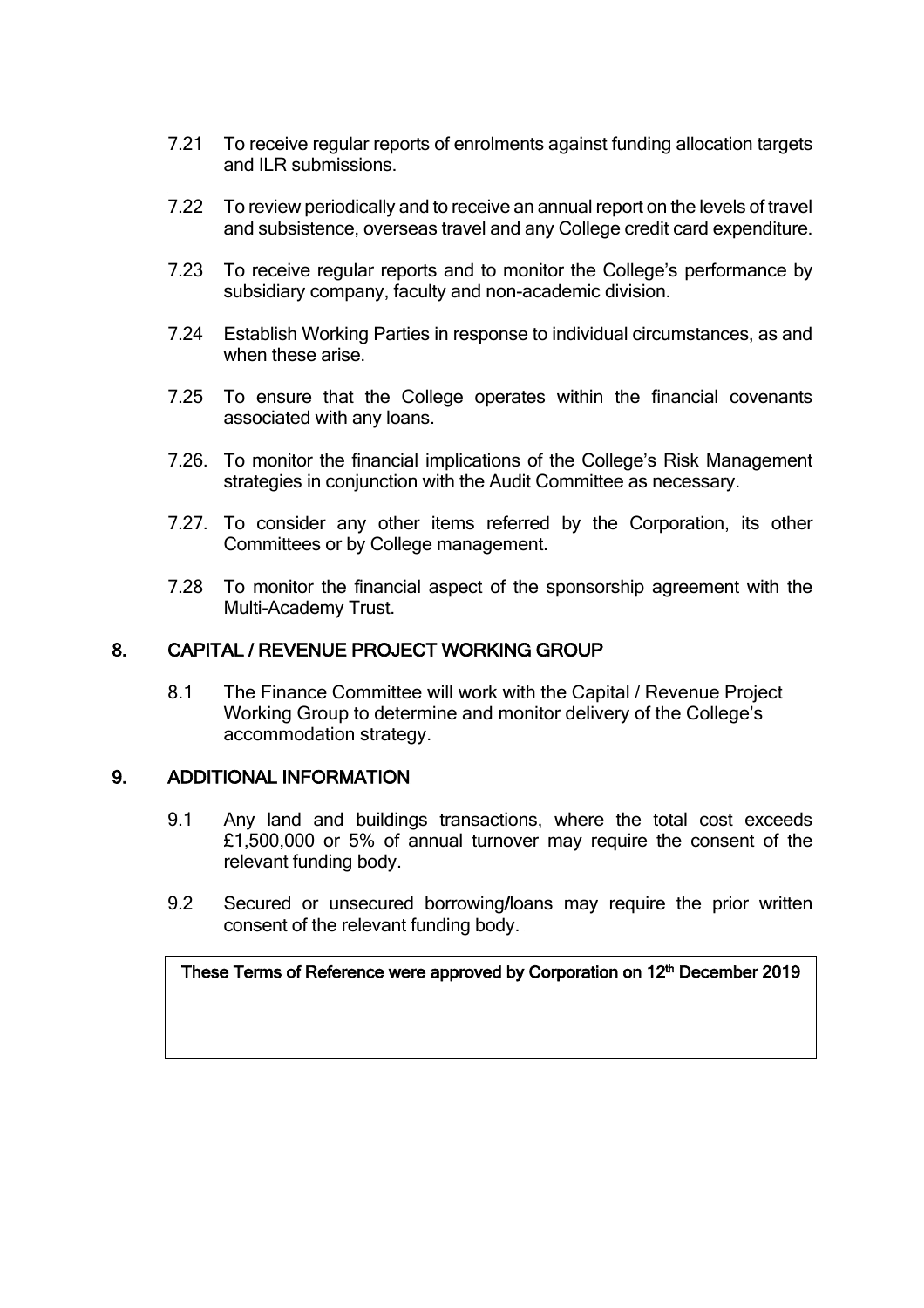7.21 To receive regular reports of enrolments against funding allocation targets and ILR submissions.

7.22 To review periodically and to receive an annual report on the levels of travel and subsistence, overseas travel and any College credit card expenditure.

7.23 To receive regular reports and to monitor the College's performance by subsidiary company, faculty and non-academic division.

7.24 Establish Working Parties in response to individual circumstances, as and when these arise.

7.25 To ensure that the College operates within the financial covenants associated with any loans.

7.26. To monitor the financial implications of the College's Risk Management strategies in conjunction with the Audit Committee as necessary.

7.27. To consider any other items referred by the Corporation, its other Committees or by College management.

7.28 To monitor the financial aspect of the sponsorship agreement with the Multi-Academy Trust.

## 8. CAPITAL / REVENUE PROJECT WORKING GROUP

8.1 The Finance Committee will work with the Capital / Revenue Project Working Group to determine and monitor delivery of the College's accommodation strategy.

## 9. ADDITIONAL INFORMATION

9.1 Any land and buildings transactions, where the total cost exceeds £1,500,000 or 5% of annual turnover may require the consent of the relevant funding body.

9.2 Secured or unsecured borrowing/loans may require the prior written consent of the relevant funding body.

**These Terms of Reference were approved by Corporation on 12th December 2019**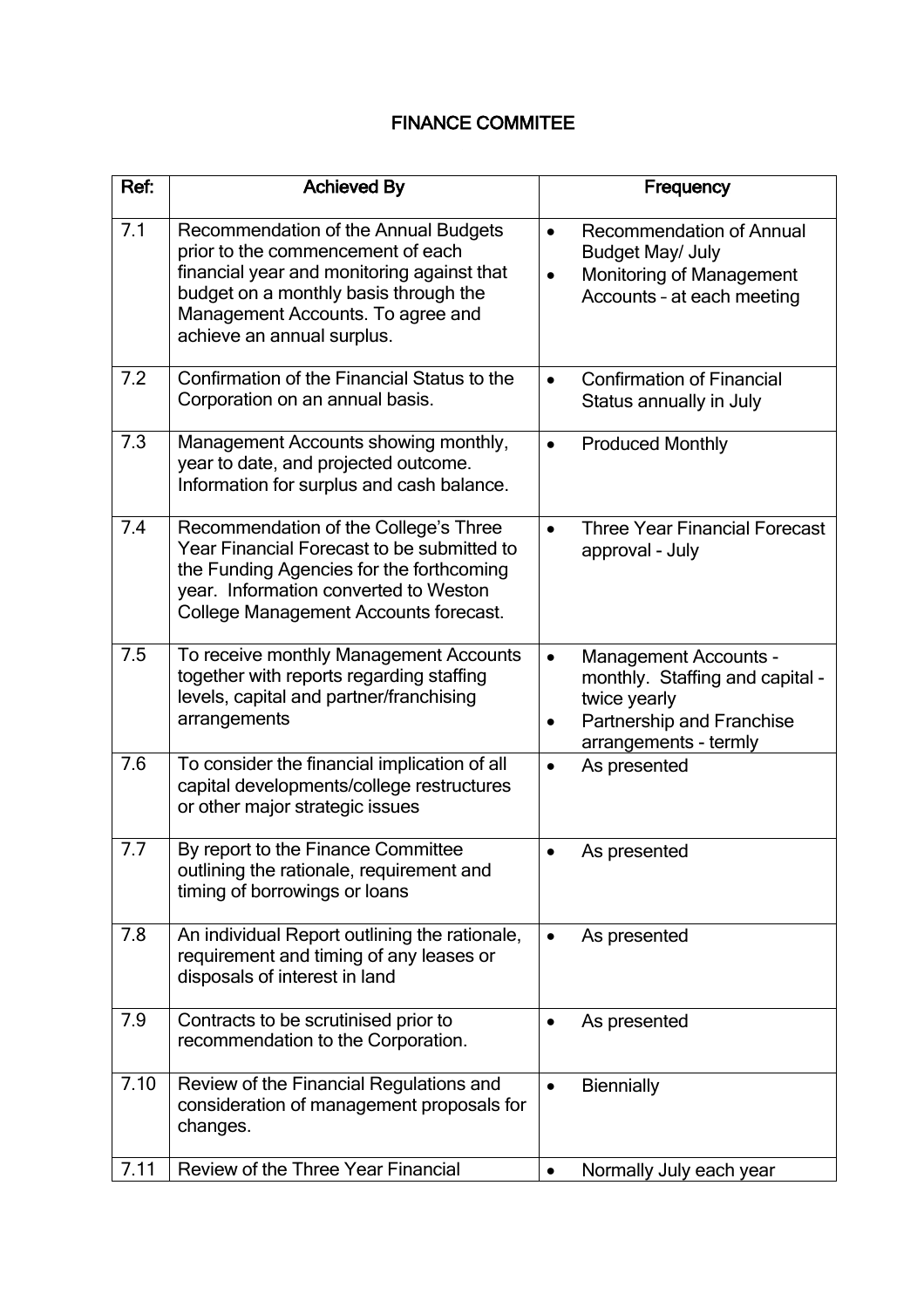# FINANCE COMMITEE

| Ref: | Achieved By | Frequency |
|---|---|---|
| 7.1 | Recommendation of the Annual Budgets prior to the commencement of each financial year and monitoring against that budget on a monthly basis through the Management Accounts. To agree and achieve an annual surplus. | • Recommendation of Annual Budget May/ July<br>• Monitoring of Management Accounts – at each meeting |
| 7.2 | Confirmation of the Financial Status to the Corporation on an annual basis. | • Confirmation of Financial Status annually in July |
| 7.3 | Management Accounts showing monthly, year to date, and projected outcome. Information for surplus and cash balance. | • Produced Monthly |
| 7.4 | Recommendation of the College's Three Year Financial Forecast to be submitted to the Funding Agencies for the forthcoming year. Information converted to Weston College Management Accounts forecast. | • Three Year Financial Forecast approval - July |
| 7.5 | To receive monthly Management Accounts together with reports regarding staffing levels, capital and partner/franchising arrangements | • Management Accounts - monthly. Staffing and capital - twice yearly<br>• Partnership and Franchise arrangements - termly |
| 7.6 | To consider the financial implication of all capital developments/college restructures or other major strategic issues | • As presented |
| 7.7 | By report to the Finance Committee outlining the rationale, requirement and timing of borrowings or loans | • As presented |
| 7.8 | An individual Report outlining the rationale, requirement and timing of any leases or disposals of interest in land | • As presented |
| 7.9 | Contracts to be scrutinised prior to recommendation to the Corporation. | • As presented |
| 7.10 | Review of the Financial Regulations and consideration of management proposals for changes. | • Biennially |
| 7.11 | Review of the Three Year Financial | • Normally July each year |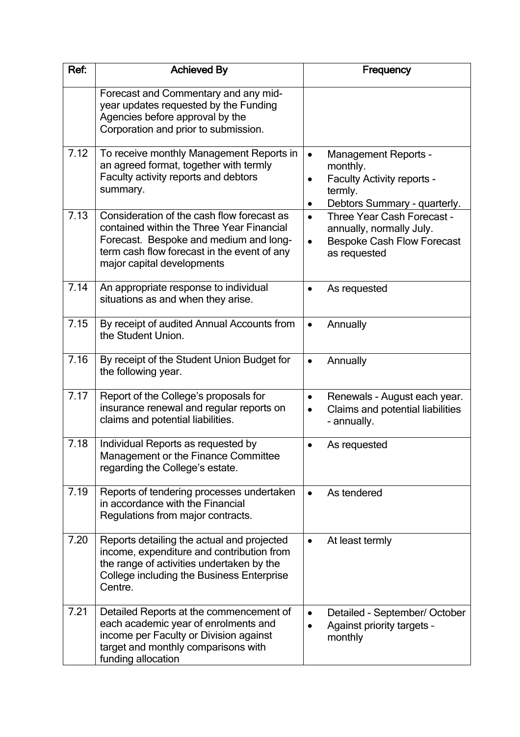| Ref: | Achieved By | Frequency |
|---|---|---|
| | Forecast and Commentary and any mid-year updates requested by the Funding Agencies before approval by the Corporation and prior to submission. | |
| 7.12 | To receive monthly Management Reports in an agreed format, together with termly Faculty activity reports and debtors summary. | • Management Reports - monthly.<br>• Faculty Activity reports - termly.<br>• Debtors Summary - quarterly. |
| 7.13 | Consideration of the cash flow forecast as contained within the Three Year Financial Forecast. Bespoke and medium and long-term cash flow forecast in the event of any major capital developments | • Three Year Cash Forecast - annually, normally July.<br>• Bespoke Cash Flow Forecast as requested |
| 7.14 | An appropriate response to individual situations as and when they arise. | • As requested |
| 7.15 | By receipt of audited Annual Accounts from the Student Union. | • Annually |
| 7.16 | By receipt of the Student Union Budget for the following year. | • Annually |
| 7.17 | Report of the College's proposals for insurance renewal and regular reports on claims and potential liabilities. | • Renewals - August each year.<br>• Claims and potential liabilities - annually. |
| 7.18 | Individual Reports as requested by Management or the Finance Committee regarding the College's estate. | • As requested |
| 7.19 | Reports of tendering processes undertaken in accordance with the Financial Regulations from major contracts. | • As tendered |
| 7.20 | Reports detailing the actual and projected income, expenditure and contribution from the range of activities undertaken by the College including the Business Enterprise Centre. | • At least termly |
| 7.21 | Detailed Reports at the commencement of each academic year of enrolments and income per Faculty or Division against target and monthly comparisons with funding allocation | • Detailed - September/ October<br>• Against priority targets – monthly |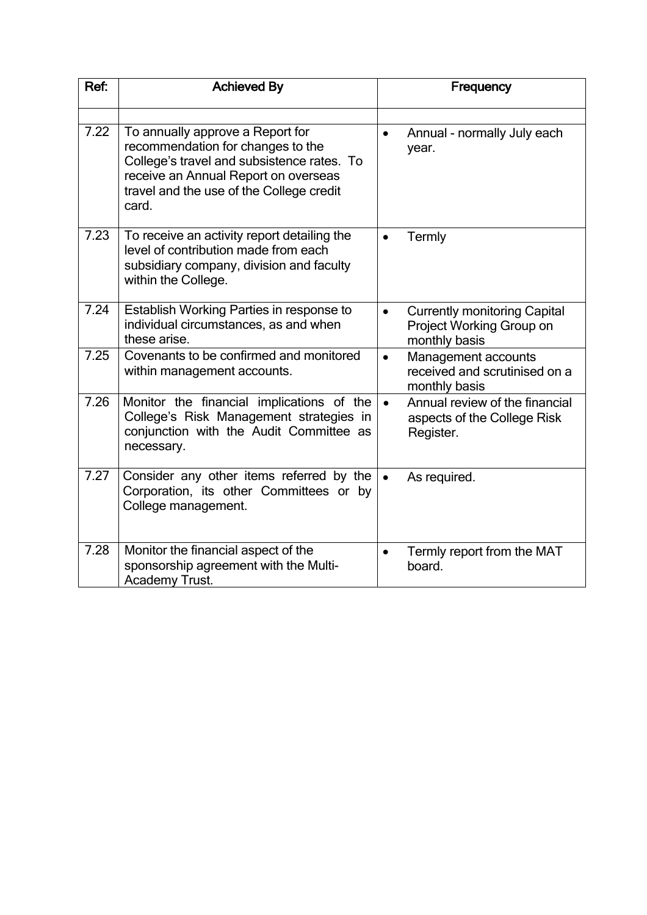| Ref: | Achieved By | Frequency |
|---|---|---|
| | | |
| 7.22 | To annually approve a Report for recommendation for changes to the College's travel and subsistence rates. To receive an Annual Report on overseas travel and the use of the College credit card. | • Annual - normally July each year. |
| 7.23 | To receive an activity report detailing the level of contribution made from each subsidiary company, division and faculty within the College. | • Termly |
| 7.24 | Establish Working Parties in response to individual circumstances, as and when these arise. | • Currently monitoring Capital Project Working Group on monthly basis |
| 7.25 | Covenants to be confirmed and monitored within management accounts. | • Management accounts received and scrutinised on a monthly basis |
| 7.26 | Monitor the financial implications of the College's Risk Management strategies in conjunction with the Audit Committee as necessary. | • Annual review of the financial aspects of the College Risk Register. |
| 7.27 | Consider any other items referred by the Corporation, its other Committees or by College management. | • As required. |
| 7.28 | Monitor the financial aspect of the sponsorship agreement with the Multi-Academy Trust. | • Termly report from the MAT board. |